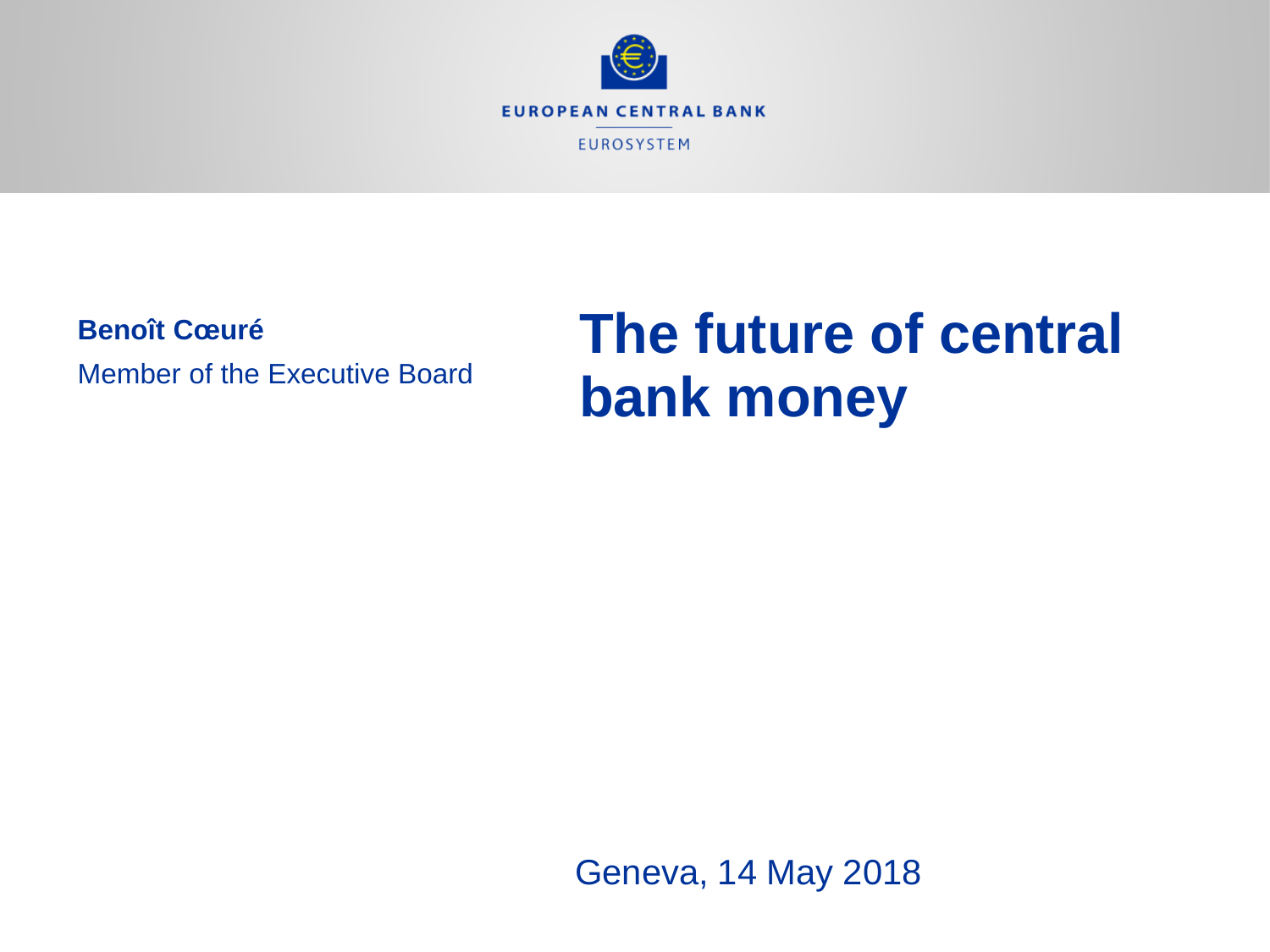EUROPEAN CENTRAL BANK

EUROSYSTEM

**Benoît Cœuré**

Member of the Executive Board

# The future of central bank money

Geneva, 14 May 2018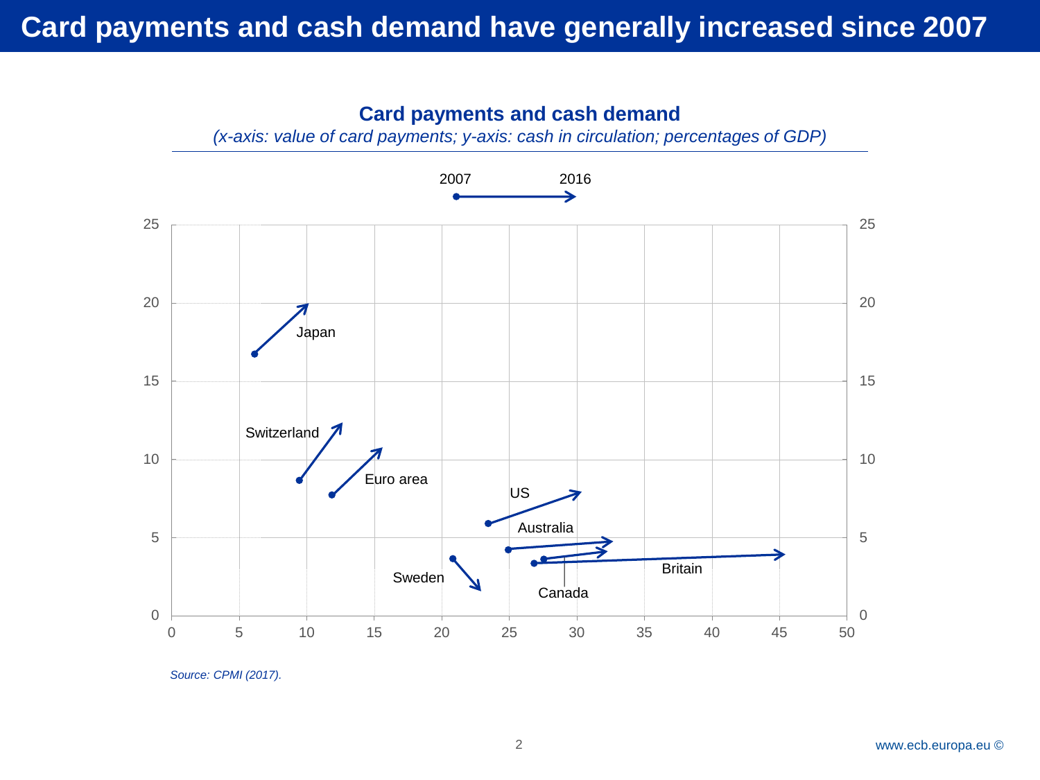# Card payments and cash demand have generally increased since 2007

## Card payments and cash demand

*(x-axis: value of card payments; y-axis: cash in circulation; percentages of GDP)*

2007 → 2016

Japan

Switzerland

Euro area

US

Australia

Sweden

Britain

Canada

*Source: CPMI (2017).*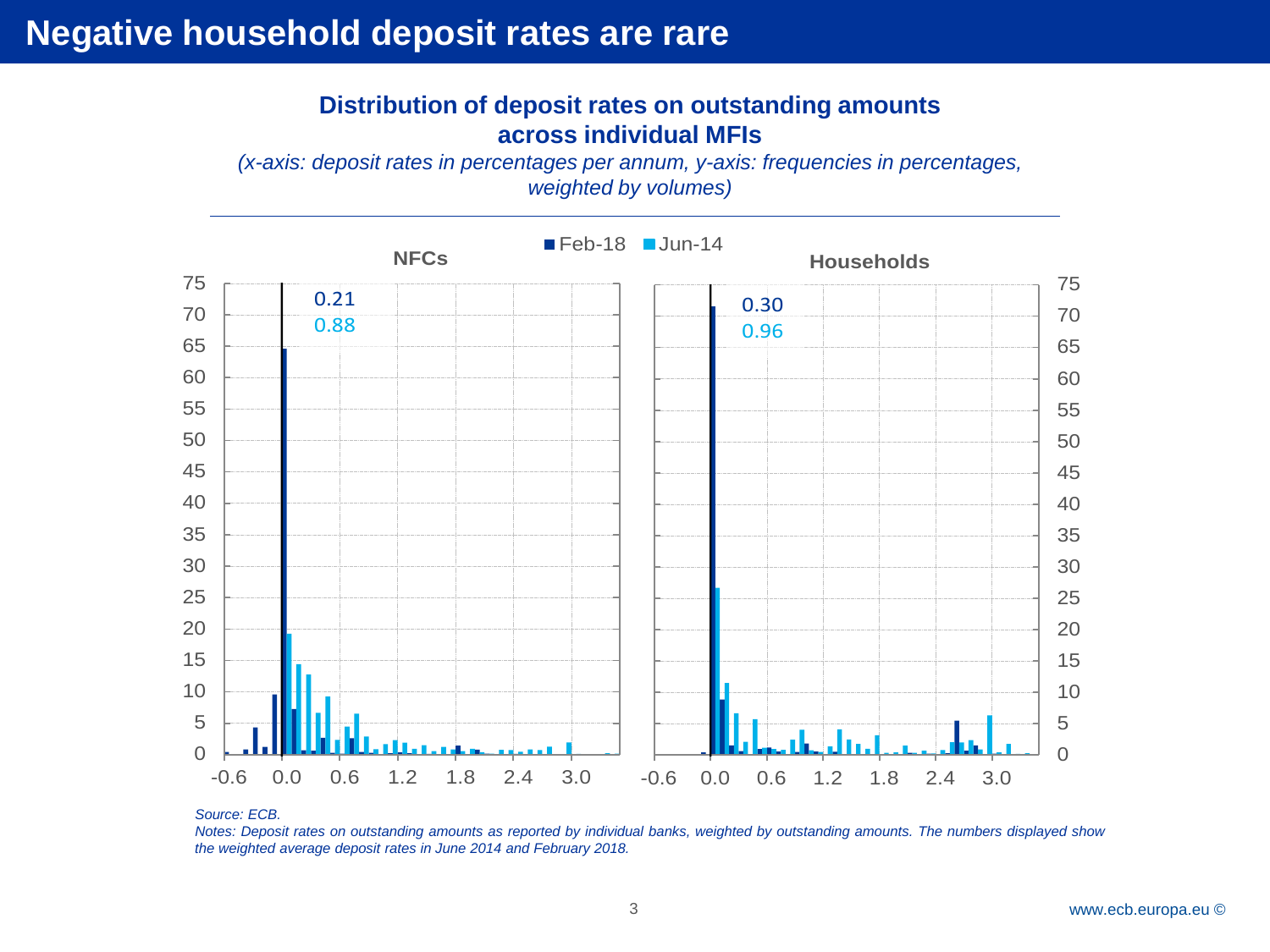# Negative household deposit rates are rare

**Distribution of deposit rates on outstanding amounts across individual MFIs**

*(x-axis: deposit rates in percentages per annum, y-axis: frequencies in percentages, weighted by volumes)*

*Source: ECB.*

*Notes: Deposit rates on outstanding amounts as reported by individual banks, weighted by outstanding amounts. The numbers displayed show the weighted average deposit rates in June 2014 and February 2018.*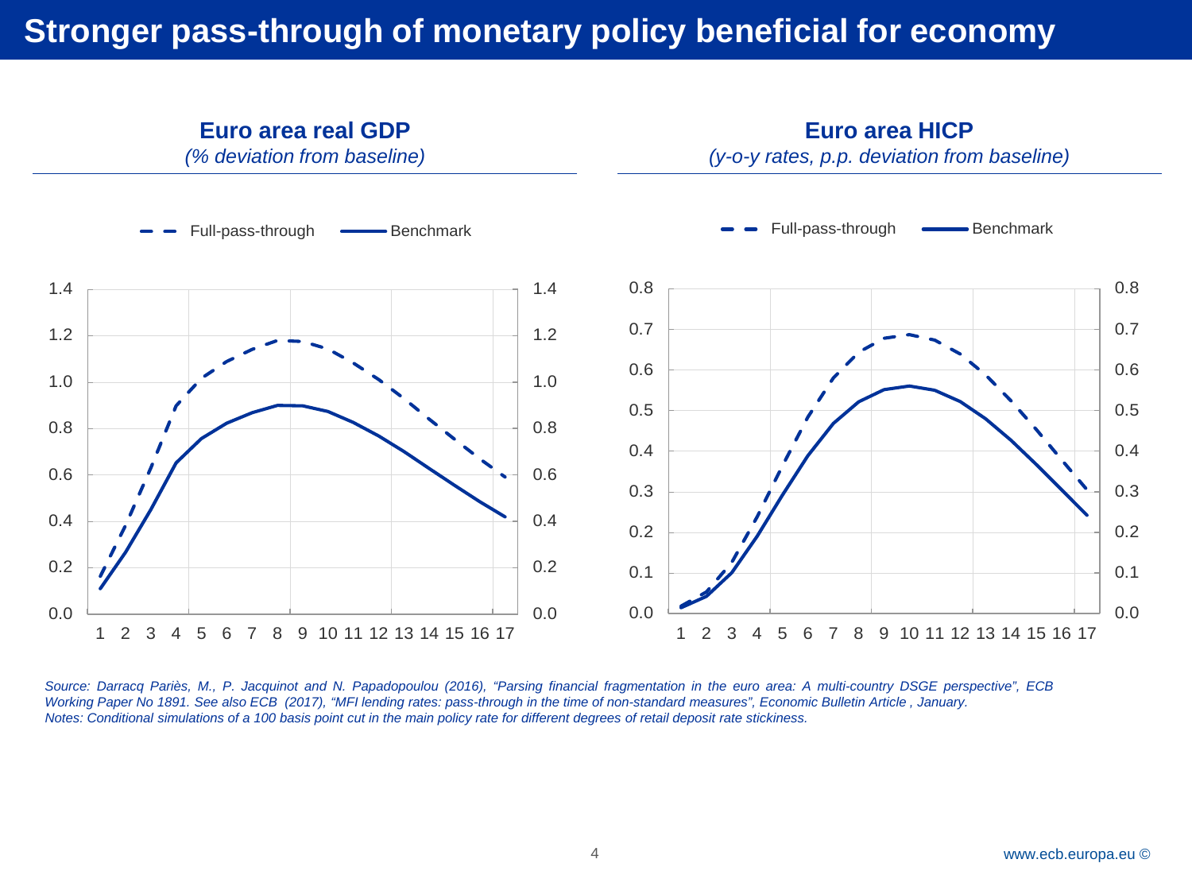# Stronger pass-through of monetary policy beneficial for economy

**Euro area real GDP**

*(% deviation from baseline)*

Full-pass-through — Benchmark

**Euro area HICP**

*(y-o-y rates, p.p. deviation from baseline)*

Full-pass-through — Benchmark

*Source: Darracq Pariès, M., P. Jacquinot and N. Papadopoulou (2016), "Parsing financial fragmentation in the euro area: A multi-country DSGE perspective", ECB Working Paper No 1891. See also ECB (2017), "MFI lending rates: pass-through in the time of non-standard measures", Economic Bulletin Article, January.*

*Notes: Conditional simulations of a 100 basis point cut in the main policy rate for different degrees of retail deposit rate stickiness.*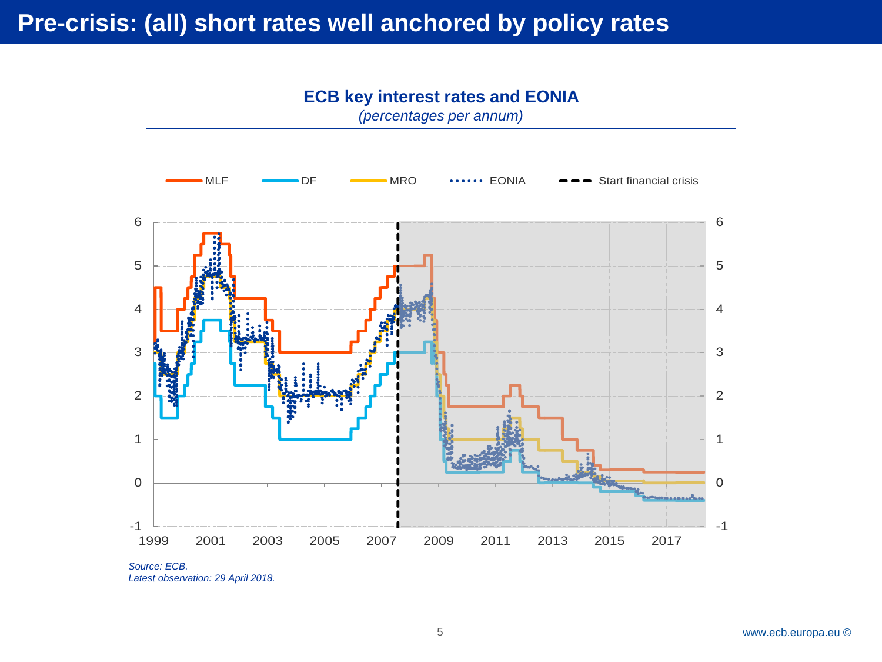# Pre-crisis: (all) short rates well anchored by policy rates

**ECB key interest rates and EONIA**

*(percentages per annum)*

MLF | DF | MRO | EONIA | Start financial crisis

*Source: ECB.*
*Latest observation: 29 April 2018.*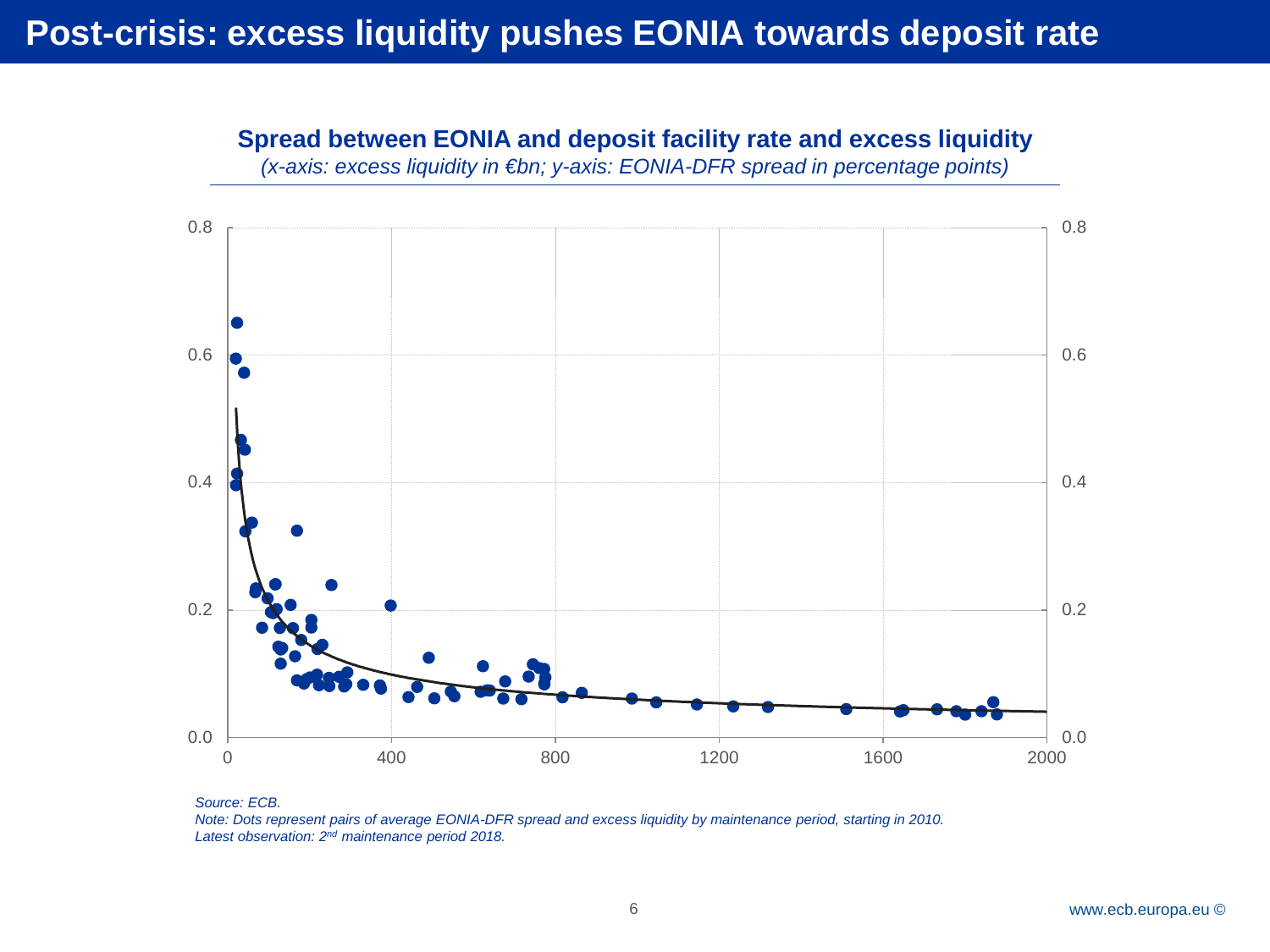# Post-crisis: excess liquidity pushes EONIA towards deposit rate

**Spread between EONIA and deposit facility rate and excess liquidity**

*(x-axis: excess liquidity in €bn; y-axis: EONIA-DFR spread in percentage points)*

*Source: ECB.*

*Note: Dots represent pairs of average EONIA-DFR spread and excess liquidity by maintenance period, starting in 2010. Latest observation: 2nd maintenance period 2018.*

www.ecb.europa.eu ©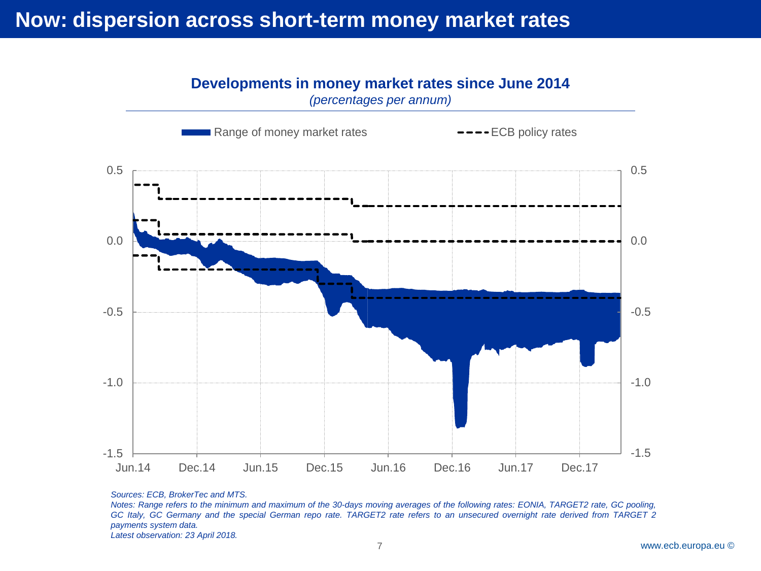# Now: dispersion across short-term money market rates

**Developments in money market rates since June 2014**

*(percentages per annum)*

*Sources: ECB, BrokerTec and MTS.*

*Notes: Range refers to the minimum and maximum of the 30-days moving averages of the following rates: EONIA, TARGET2 rate, GC pooling, GC Italy, GC Germany and the special German repo rate. TARGET2 rate refers to an unsecured overnight rate derived from TARGET 2 payments system data.*

*Latest observation: 23 April 2018.*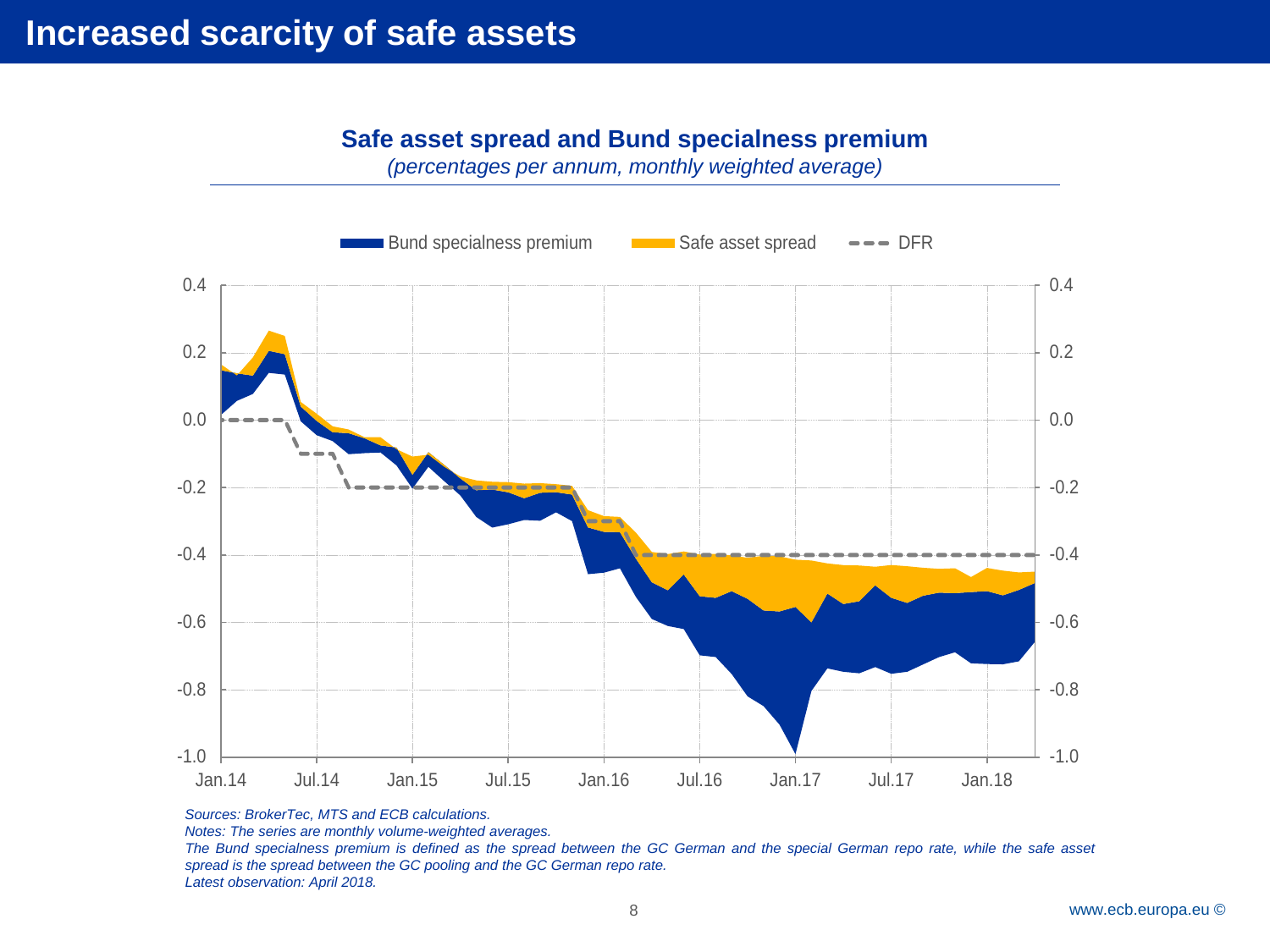# Increased scarcity of safe assets

**Safe asset spread and Bund specialness premium**

*(percentages per annum, monthly weighted average)*

Bund specialness premium | Safe asset spread | DFR

*Sources: BrokerTec, MTS and ECB calculations.*

*Notes: The series are monthly volume-weighted averages.*

*The Bund specialness premium is defined as the spread between the GC German and the special German repo rate, while the safe asset spread is the spread between the GC pooling and the GC German repo rate.*

*Latest observation: April 2018.*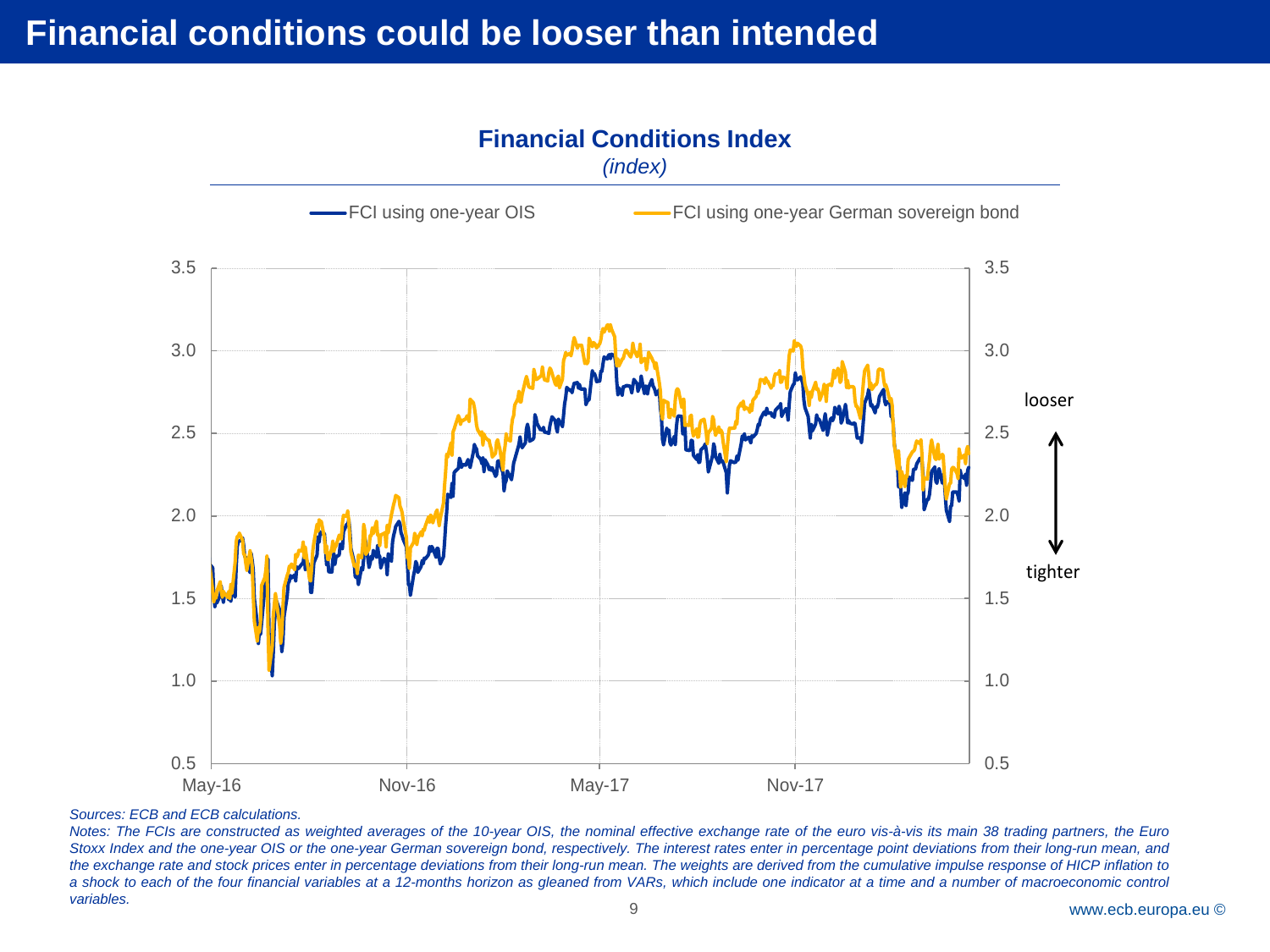# Financial conditions could be looser than intended

**Financial Conditions Index**

*(index)*

FCI using one-year OIS — FCI using one-year German sovereign bond

looser ↑ ↓ tighter

*Sources: ECB and ECB calculations.*

*Notes: The FCIs are constructed as weighted averages of the 10-year OIS, the nominal effective exchange rate of the euro vis-à-vis its main 38 trading partners, the Euro Stoxx Index and the one-year OIS or the one-year German sovereign bond, respectively. The interest rates enter in percentage point deviations from their long-run mean, and the exchange rate and stock prices enter in percentage deviations from their long-run mean. The weights are derived from the cumulative impulse response of HICP inflation to a shock to each of the four financial variables at a 12-months horizon as gleaned from VARs, which include one indicator at a time and a number of macroeconomic control variables.*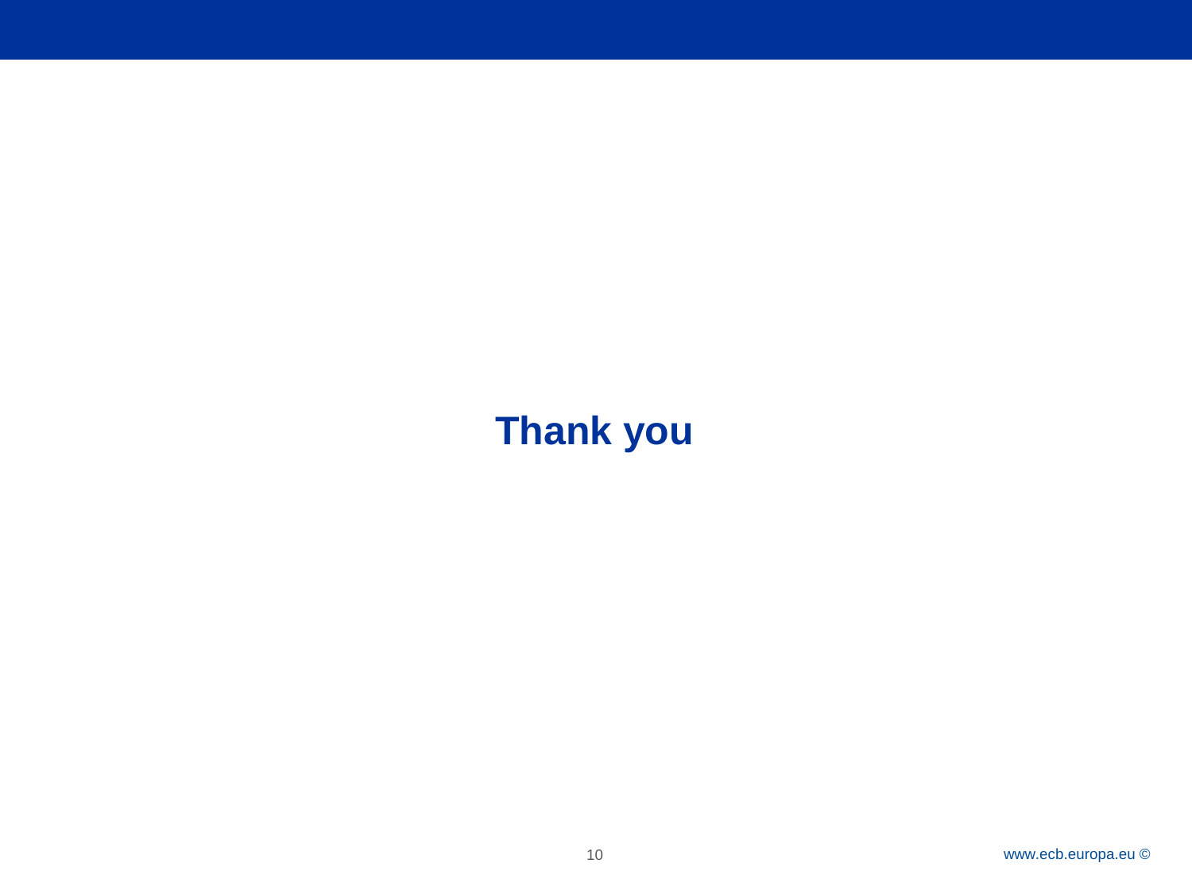# Thank you